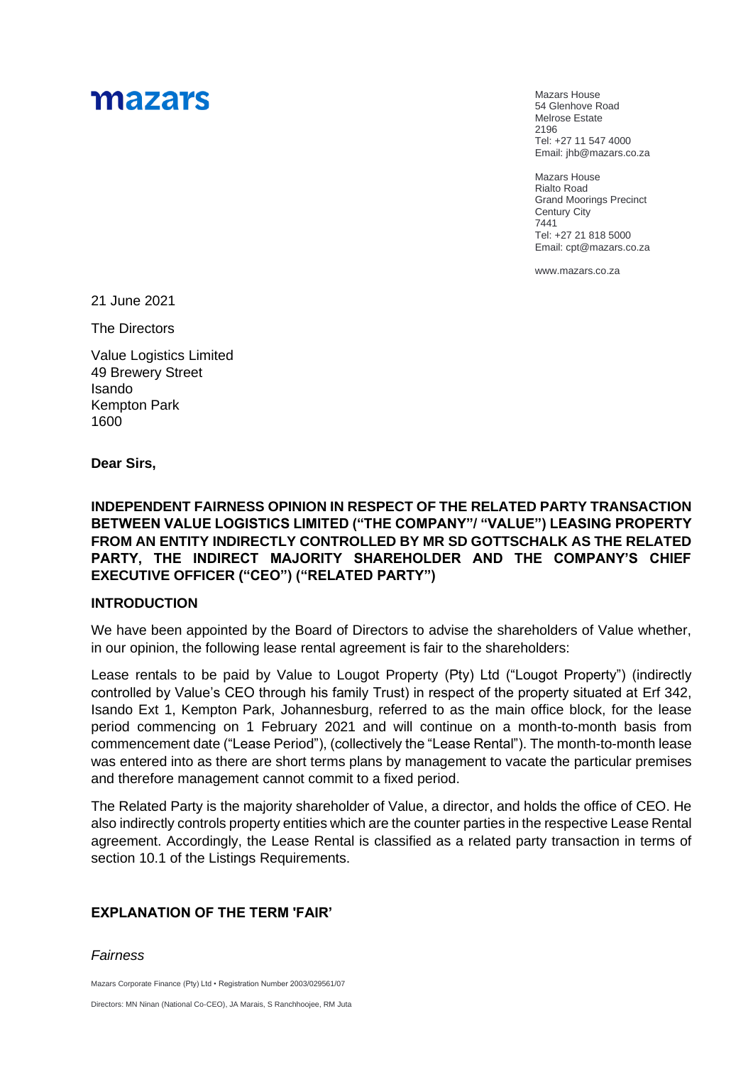mazars

Mazars House
54 Glenhove Road
Melrose Estate
2196
Tel: +27 11 547 4000
Email: jhb@mazars.co.za

Mazars House
Rialto Road
Grand Moorings Precinct
Century City
7441
Tel: +27 21 818 5000
Email: cpt@mazars.co.za

www.mazars.co.za

21 June 2021

The Directors

Value Logistics Limited
49 Brewery Street
Isando
Kempton Park
1600

**Dear Sirs,**

**INDEPENDENT FAIRNESS OPINION IN RESPECT OF THE RELATED PARTY TRANSACTION BETWEEN VALUE LOGISTICS LIMITED ("THE COMPANY"/ "VALUE") LEASING PROPERTY FROM AN ENTITY INDIRECTLY CONTROLLED BY MR SD GOTTSCHALK AS THE RELATED PARTY, THE INDIRECT MAJORITY SHAREHOLDER AND THE COMPANY'S CHIEF EXECUTIVE OFFICER ("CEO") ("RELATED PARTY")**

## INTRODUCTION

We have been appointed by the Board of Directors to advise the shareholders of Value whether, in our opinion, the following lease rental agreement is fair to the shareholders:

Lease rentals to be paid by Value to Lougot Property (Pty) Ltd ("Lougot Property") (indirectly controlled by Value's CEO through his family Trust) in respect of the property situated at Erf 342, Isando Ext 1, Kempton Park, Johannesburg, referred to as the main office block, for the lease period commencing on 1 February 2021 and will continue on a month-to-month basis from commencement date ("Lease Period"), (collectively the "Lease Rental"). The month-to-month lease was entered into as there are short terms plans by management to vacate the particular premises and therefore management cannot commit to a fixed period.

The Related Party is the majority shareholder of Value, a director, and holds the office of CEO. He also indirectly controls property entities which are the counter parties in the respective Lease Rental agreement. Accordingly, the Lease Rental is classified as a related party transaction in terms of section 10.1 of the Listings Requirements.

## EXPLANATION OF THE TERM 'FAIR'

*Fairness*

Mazars Corporate Finance (Pty) Ltd • Registration Number 2003/029561/07

Directors: MN Ninan (National Co-CEO), JA Marais, S Ranchhoojee, RM Juta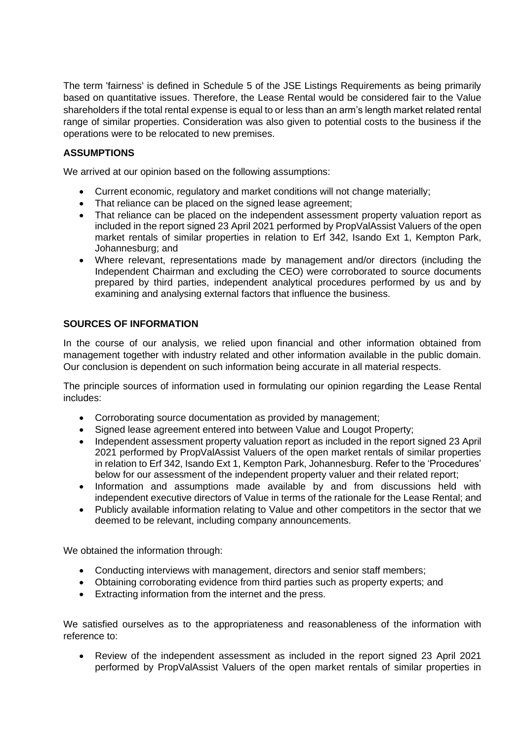The term 'fairness' is defined in Schedule 5 of the JSE Listings Requirements as being primarily based on quantitative issues. Therefore, the Lease Rental would be considered fair to the Value shareholders if the total rental expense is equal to or less than an arm's length market related rental range of similar properties. Consideration was also given to potential costs to the business if the operations were to be relocated to new premises.

**ASSUMPTIONS**

We arrived at our opinion based on the following assumptions:

- Current economic, regulatory and market conditions will not change materially;
- That reliance can be placed on the signed lease agreement;
- That reliance can be placed on the independent assessment property valuation report as included in the report signed 23 April 2021 performed by PropValAssist Valuers of the open market rentals of similar properties in relation to Erf 342, Isando Ext 1, Kempton Park, Johannesburg; and
- Where relevant, representations made by management and/or directors (including the Independent Chairman and excluding the CEO) were corroborated to source documents prepared by third parties, independent analytical procedures performed by us and by examining and analysing external factors that influence the business.

**SOURCES OF INFORMATION**

In the course of our analysis, we relied upon financial and other information obtained from management together with industry related and other information available in the public domain. Our conclusion is dependent on such information being accurate in all material respects.

The principle sources of information used in formulating our opinion regarding the Lease Rental includes:

- Corroborating source documentation as provided by management;
- Signed lease agreement entered into between Value and Lougot Property;
- Independent assessment property valuation report as included in the report signed 23 April 2021 performed by PropValAssist Valuers of the open market rentals of similar properties in relation to Erf 342, Isando Ext 1, Kempton Park, Johannesburg. Refer to the 'Procedures' below for our assessment of the independent property valuer and their related report;
- Information and assumptions made available by and from discussions held with independent executive directors of Value in terms of the rationale for the Lease Rental; and
- Publicly available information relating to Value and other competitors in the sector that we deemed to be relevant, including company announcements.

We obtained the information through:

- Conducting interviews with management, directors and senior staff members;
- Obtaining corroborating evidence from third parties such as property experts; and
- Extracting information from the internet and the press.

We satisfied ourselves as to the appropriateness and reasonableness of the information with reference to:

- Review of the independent assessment as included in the report signed 23 April 2021 performed by PropValAssist Valuers of the open market rentals of similar properties in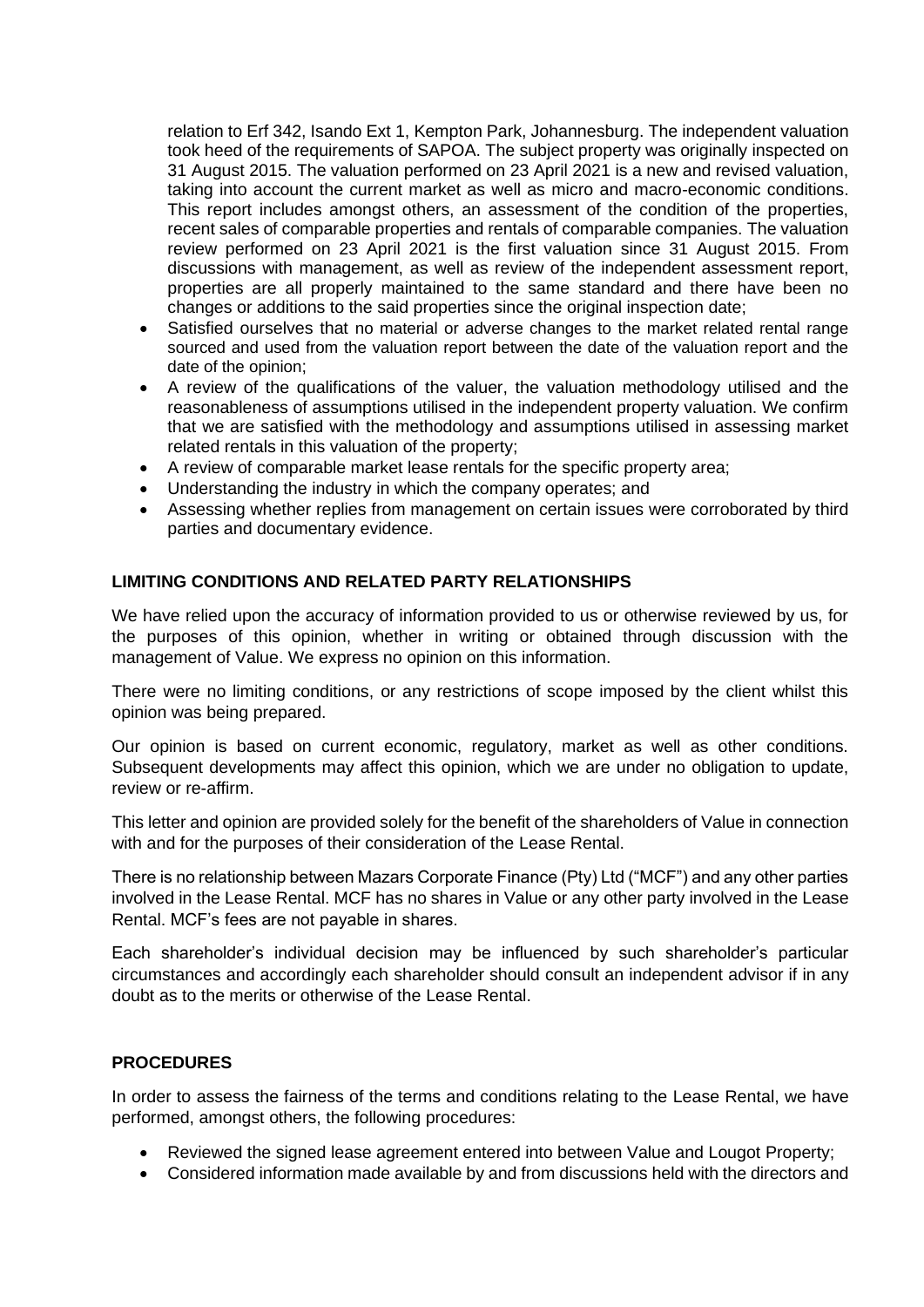relation to Erf 342, Isando Ext 1, Kempton Park, Johannesburg. The independent valuation took heed of the requirements of SAPOA. The subject property was originally inspected on 31 August 2015. The valuation performed on 23 April 2021 is a new and revised valuation, taking into account the current market as well as micro and macro-economic conditions. This report includes amongst others, an assessment of the condition of the properties, recent sales of comparable properties and rentals of comparable companies. The valuation review performed on 23 April 2021 is the first valuation since 31 August 2015. From discussions with management, as well as review of the independent assessment report, properties are all properly maintained to the same standard and there have been no changes or additions to the said properties since the original inspection date;

- Satisfied ourselves that no material or adverse changes to the market related rental range sourced and used from the valuation report between the date of the valuation report and the date of the opinion;
- A review of the qualifications of the valuer, the valuation methodology utilised and the reasonableness of assumptions utilised in the independent property valuation. We confirm that we are satisfied with the methodology and assumptions utilised in assessing market related rentals in this valuation of the property;
- A review of comparable market lease rentals for the specific property area;
- Understanding the industry in which the company operates; and
- Assessing whether replies from management on certain issues were corroborated by third parties and documentary evidence.

## LIMITING CONDITIONS AND RELATED PARTY RELATIONSHIPS

We have relied upon the accuracy of information provided to us or otherwise reviewed by us, for the purposes of this opinion, whether in writing or obtained through discussion with the management of Value. We express no opinion on this information.

There were no limiting conditions, or any restrictions of scope imposed by the client whilst this opinion was being prepared.

Our opinion is based on current economic, regulatory, market as well as other conditions. Subsequent developments may affect this opinion, which we are under no obligation to update, review or re-affirm.

This letter and opinion are provided solely for the benefit of the shareholders of Value in connection with and for the purposes of their consideration of the Lease Rental.

There is no relationship between Mazars Corporate Finance (Pty) Ltd ("MCF") and any other parties involved in the Lease Rental. MCF has no shares in Value or any other party involved in the Lease Rental. MCF's fees are not payable in shares.

Each shareholder's individual decision may be influenced by such shareholder's particular circumstances and accordingly each shareholder should consult an independent advisor if in any doubt as to the merits or otherwise of the Lease Rental.

## PROCEDURES

In order to assess the fairness of the terms and conditions relating to the Lease Rental, we have performed, amongst others, the following procedures:

- Reviewed the signed lease agreement entered into between Value and Lougot Property;
- Considered information made available by and from discussions held with the directors and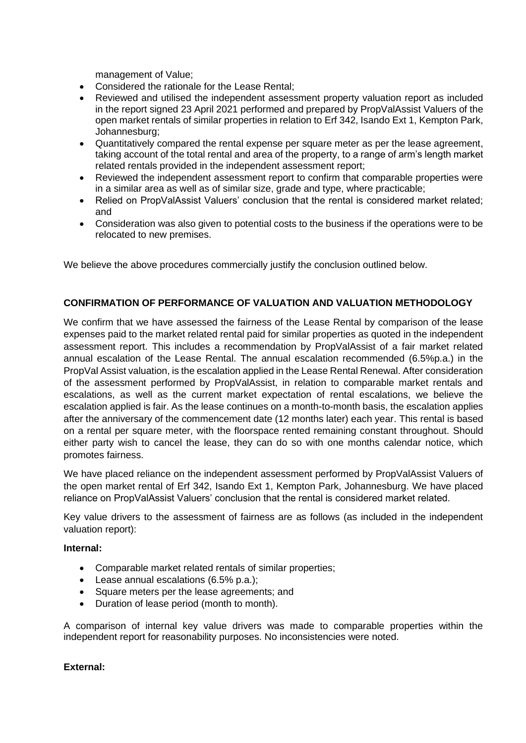management of Value;

- Considered the rationale for the Lease Rental;
- Reviewed and utilised the independent assessment property valuation report as included in the report signed 23 April 2021 performed and prepared by PropValAssist Valuers of the open market rentals of similar properties in relation to Erf 342, Isando Ext 1, Kempton Park, Johannesburg;
- Quantitatively compared the rental expense per square meter as per the lease agreement, taking account of the total rental and area of the property, to a range of arm's length market related rentals provided in the independent assessment report;
- Reviewed the independent assessment report to confirm that comparable properties were in a similar area as well as of similar size, grade and type, where practicable;
- Relied on PropValAssist Valuers' conclusion that the rental is considered market related; and
- Consideration was also given to potential costs to the business if the operations were to be relocated to new premises.

We believe the above procedures commercially justify the conclusion outlined below.

**CONFIRMATION OF PERFORMANCE OF VALUATION AND VALUATION METHODOLOGY**

We confirm that we have assessed the fairness of the Lease Rental by comparison of the lease expenses paid to the market related rental paid for similar properties as quoted in the independent assessment report. This includes a recommendation by PropValAssist of a fair market related annual escalation of the Lease Rental. The annual escalation recommended (6.5%p.a.) in the PropVal Assist valuation, is the escalation applied in the Lease Rental Renewal. After consideration of the assessment performed by PropValAssist, in relation to comparable market rentals and escalations, as well as the current market expectation of rental escalations, we believe the escalation applied is fair. As the lease continues on a month-to-month basis, the escalation applies after the anniversary of the commencement date (12 months later) each year. This rental is based on a rental per square meter, with the floorspace rented remaining constant throughout. Should either party wish to cancel the lease, they can do so with one months calendar notice, which promotes fairness.

We have placed reliance on the independent assessment performed by PropValAssist Valuers of the open market rental of Erf 342, Isando Ext 1, Kempton Park, Johannesburg. We have placed reliance on PropValAssist Valuers' conclusion that the rental is considered market related.

Key value drivers to the assessment of fairness are as follows (as included in the independent valuation report):

**Internal:**

- Comparable market related rentals of similar properties;
- Lease annual escalations (6.5% p.a.);
- Square meters per the lease agreements; and
- Duration of lease period (month to month).

A comparison of internal key value drivers was made to comparable properties within the independent report for reasonability purposes. No inconsistencies were noted.

**External:**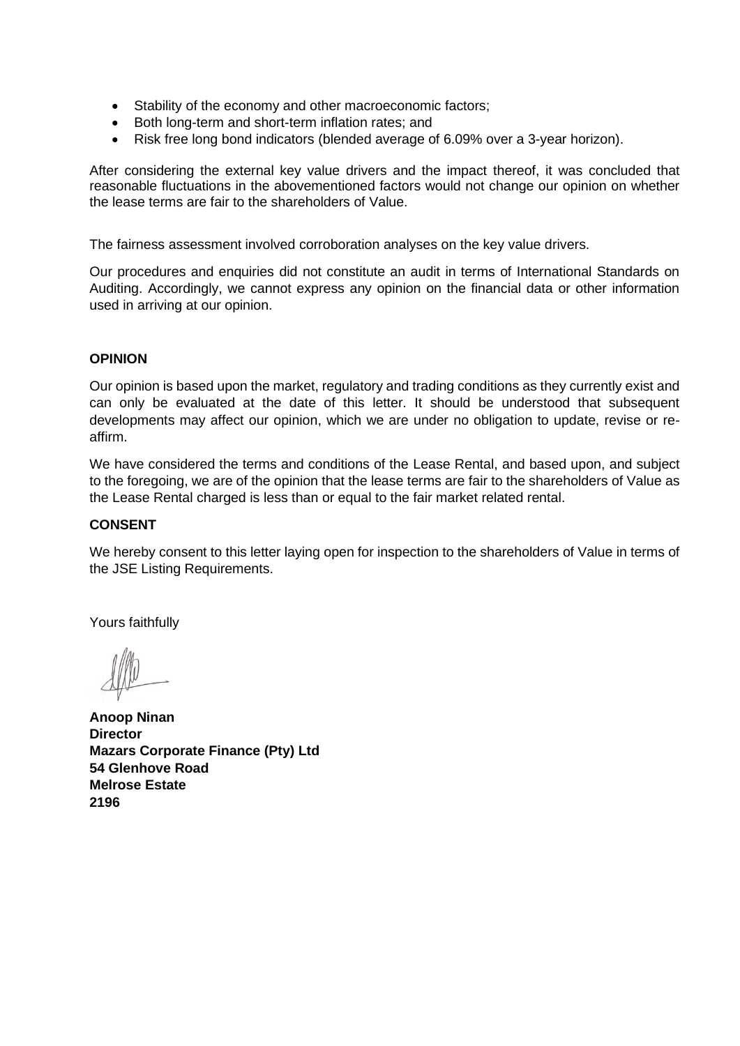- Stability of the economy and other macroeconomic factors;
- Both long-term and short-term inflation rates; and
- Risk free long bond indicators (blended average of 6.09% over a 3-year horizon).

After considering the external key value drivers and the impact thereof, it was concluded that reasonable fluctuations in the abovementioned factors would not change our opinion on whether the lease terms are fair to the shareholders of Value.

The fairness assessment involved corroboration analyses on the key value drivers.

Our procedures and enquiries did not constitute an audit in terms of International Standards on Auditing. Accordingly, we cannot express any opinion on the financial data or other information used in arriving at our opinion.

**OPINION**

Our opinion is based upon the market, regulatory and trading conditions as they currently exist and can only be evaluated at the date of this letter. It should be understood that subsequent developments may affect our opinion, which we are under no obligation to update, revise or re-affirm.

We have considered the terms and conditions of the Lease Rental, and based upon, and subject to the foregoing, we are of the opinion that the lease terms are fair to the shareholders of Value as the Lease Rental charged is less than or equal to the fair market related rental.

**CONSENT**

We hereby consent to this letter laying open for inspection to the shareholders of Value in terms of the JSE Listing Requirements.

Yours faithfully

**Anoop Ninan**
**Director**
**Mazars Corporate Finance (Pty) Ltd**
**54 Glenhove Road**
**Melrose Estate**
**2196**